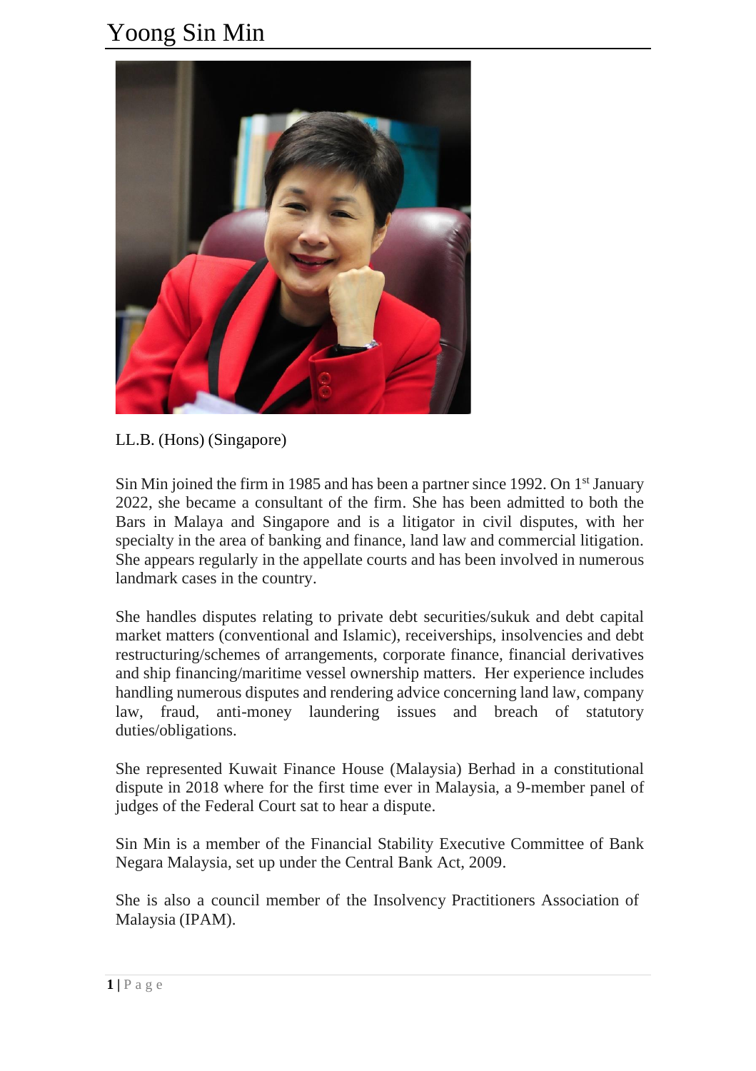# Yoong Sin Min

LL.B. (Hons) (Singapore)

Sin Min joined the firm in 1985 and has been a partner since 1992. On 1st January 2022, she became a consultant of the firm. She has been admitted to both the Bars in Malaya and Singapore and is a litigator in civil disputes, with her specialty in the area of banking and finance, land law and commercial litigation. She appears regularly in the appellate courts and has been involved in numerous landmark cases in the country.

She handles disputes relating to private debt securities/sukuk and debt capital market matters (conventional and Islamic), receiverships, insolvencies and debt restructuring/schemes of arrangements, corporate finance, financial derivatives and ship financing/maritime vessel ownership matters. Her experience includes handling numerous disputes and rendering advice concerning land law, company law, fraud, anti-money laundering issues and breach of statutory duties/obligations.

She represented Kuwait Finance House (Malaysia) Berhad in a constitutional dispute in 2018 where for the first time ever in Malaysia, a 9-member panel of judges of the Federal Court sat to hear a dispute.

Sin Min is a member of the Financial Stability Executive Committee of Bank Negara Malaysia, set up under the Central Bank Act, 2009.

She is also a council member of the Insolvency Practitioners Association of Malaysia (IPAM).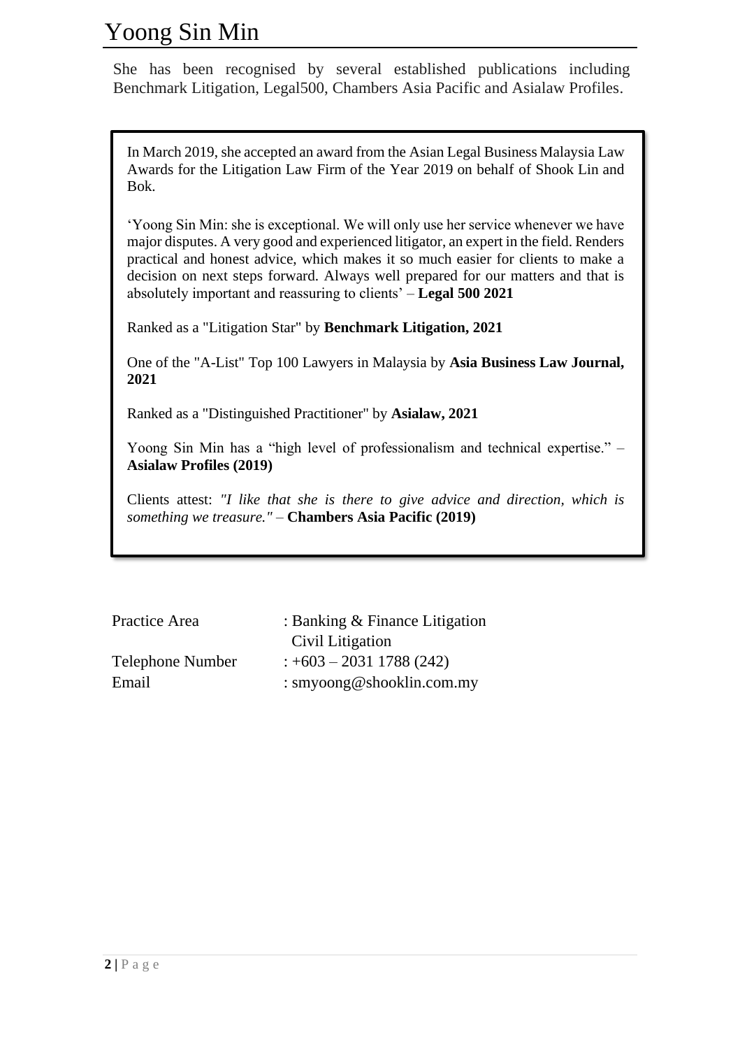# Yoong Sin Min

She has been recognised by several established publications including Benchmark Litigation, Legal500, Chambers Asia Pacific and Asialaw Profiles.

In March 2019, she accepted an award from the Asian Legal Business Malaysia Law Awards for the Litigation Law Firm of the Year 2019 on behalf of Shook Lin and Bok.

'Yoong Sin Min: she is exceptional. We will only use her service whenever we have major disputes. A very good and experienced litigator, an expert in the field. Renders practical and honest advice, which makes it so much easier for clients to make a decision on next steps forward. Always well prepared for our matters and that is absolutely important and reassuring to clients' – **Legal 500 2021**

Ranked as a "Litigation Star" by **Benchmark Litigation, 2021**

One of the "A-List" Top 100 Lawyers in Malaysia by **Asia Business Law Journal, 2021**

Ranked as a "Distinguished Practitioner" by **Asialaw, 2021**

Yoong Sin Min has a "high level of professionalism and technical expertise." – **Asialaw Profiles (2019)**

Clients attest: *"I like that she is there to give advice and direction, which is something we treasure."* – **Chambers Asia Pacific (2019)**

| | |
|---|---|
| Practice Area | : Banking & Finance Litigation<br>Civil Litigation |
| Telephone Number | : +603 – 2031 1788 (242) |
| Email | : smyoong@shooklin.com.my |